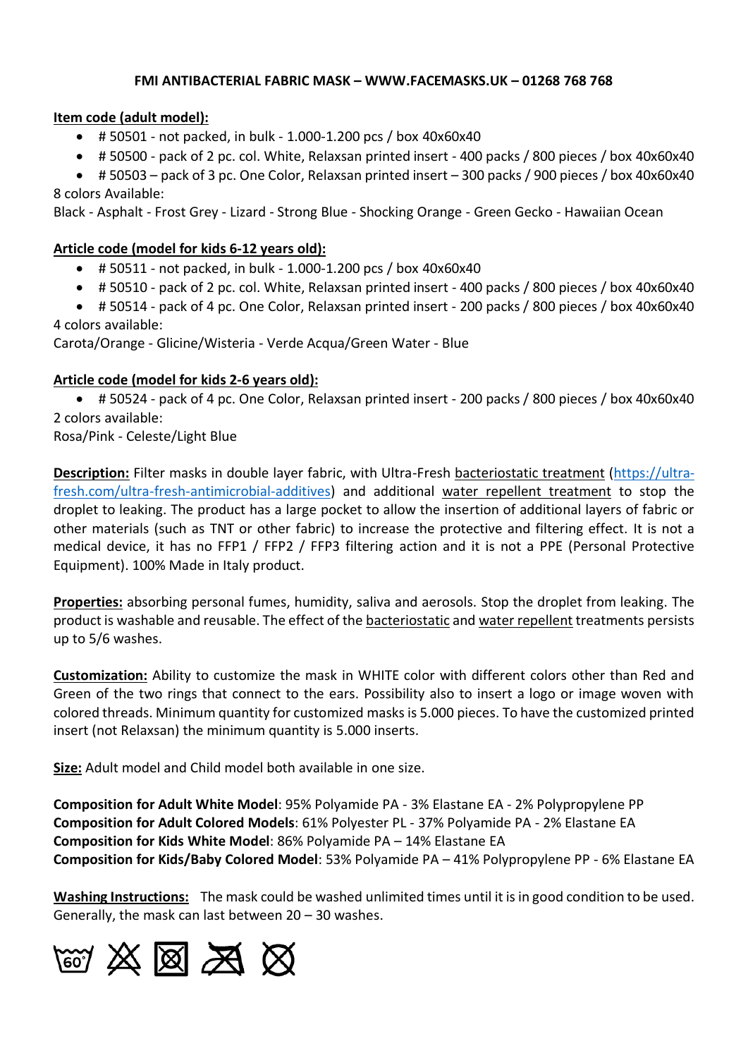**FMI ANTIBACTERIAL FABRIC MASK – WWW.FACEMASKS.UK – 01268 768 768**

**Item code (adult model):**

- # 50501 - not packed, in bulk - 1.000-1.200 pcs / box 40x60x40
- # 50500 - pack of 2 pc. col. White, Relaxsan printed insert - 400 packs / 800 pieces / box 40x60x40
- # 50503 – pack of 3 pc. One Color, Relaxsan printed insert – 300 packs / 900 pieces / box 40x60x40

8 colors Available:
Black - Asphalt - Frost Grey - Lizard - Strong Blue - Shocking Orange - Green Gecko - Hawaiian Ocean

**Article code (model for kids 6-12 years old):**

- # 50511 - not packed, in bulk - 1.000-1.200 pcs / box 40x60x40
- # 50510 - pack of 2 pc. col. White, Relaxsan printed insert - 400 packs / 800 pieces / box 40x60x40
- # 50514 - pack of 4 pc. One Color, Relaxsan printed insert - 200 packs / 800 pieces / box 40x60x40

4 colors available:
Carota/Orange - Glicine/Wisteria - Verde Acqua/Green Water - Blue

**Article code (model for kids 2-6 years old):**

- # 50524 - pack of 4 pc. One Color, Relaxsan printed insert - 200 packs / 800 pieces / box 40x60x40

2 colors available:
Rosa/Pink - Celeste/Light Blue

**Description:** Filter masks in double layer fabric, with Ultra-Fresh bacteriostatic treatment (https://ultra-fresh.com/ultra-fresh-antimicrobial-additives) and additional water repellent treatment to stop the droplet to leaking. The product has a large pocket to allow the insertion of additional layers of fabric or other materials (such as TNT or other fabric) to increase the protective and filtering effect. It is not a medical device, it has no FFP1 / FFP2 / FFP3 filtering action and it is not a PPE (Personal Protective Equipment). 100% Made in Italy product.

**Properties:** absorbing personal fumes, humidity, saliva and aerosols. Stop the droplet from leaking. The product is washable and reusable. The effect of the bacteriostatic and water repellent treatments persists up to 5/6 washes.

**Customization:** Ability to customize the mask in WHITE color with different colors other than Red and Green of the two rings that connect to the ears. Possibility also to insert a logo or image woven with colored threads. Minimum quantity for customized masks is 5.000 pieces. To have the customized printed insert (not Relaxsan) the minimum quantity is 5.000 inserts.

**Size:** Adult model and Child model both available in one size.

**Composition for Adult White Model**: 95% Polyamide PA - 3% Elastane EA - 2% Polypropylene PP
**Composition for Adult Colored Models**: 61% Polyester PL - 37% Polyamide PA - 2% Elastane EA
**Composition for Kids White Model**: 86% Polyamide PA – 14% Elastane EA
**Composition for Kids/Baby Colored Model**: 53% Polyamide PA – 41% Polypropylene PP - 6% Elastane EA

**Washing Instructions:** The mask could be washed unlimited times until it is in good condition to be used. Generally, the mask can last between 20 – 30 washes.

60°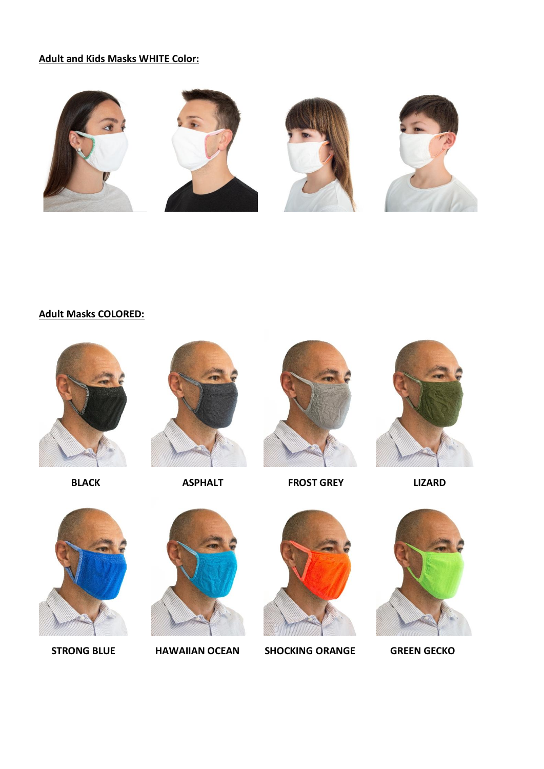**Adult and Kids Masks WHITE Color:**

**Adult Masks COLORED:**

| BLACK | ASPHALT | FROST GREY | LIZARD |
|---|---|---|---|
| **STRONG BLUE** | **HAWAIIAN OCEAN** | **SHOCKING ORANGE** | **GREEN GECKO** |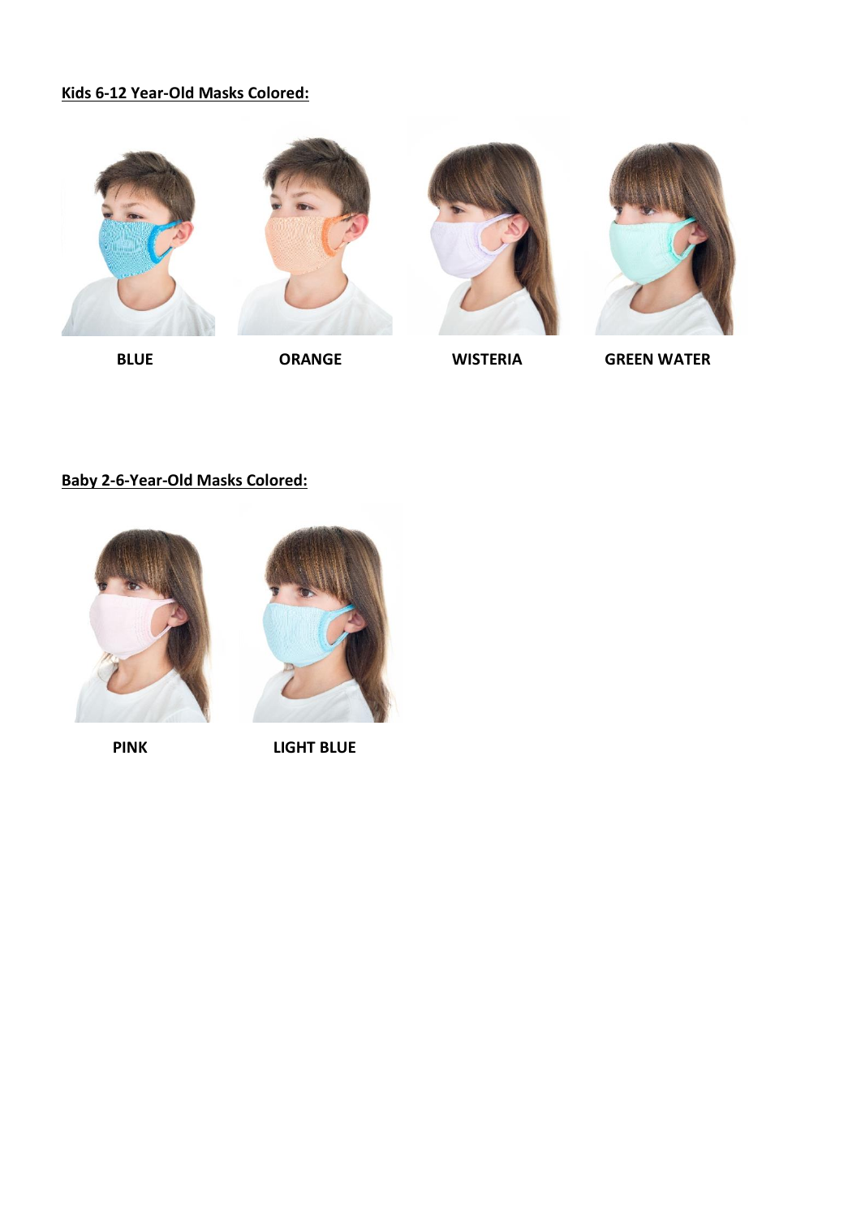**Kids 6-12 Year-Old Masks Colored:**

BLUE ORANGE WISTERIA GREEN WATER

**Baby 2-6-Year-Old Masks Colored:**

PINK LIGHT BLUE